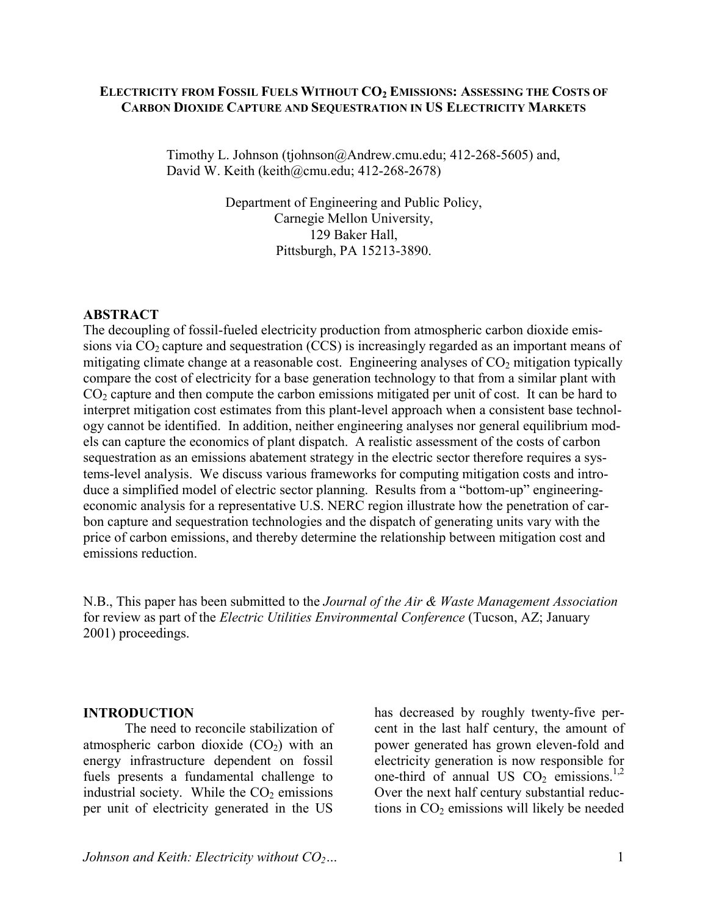# Electricity from Fossil Fuels Without $CO_2$ Emissions: Assessing the Costs of Carbon Dioxide Capture and Sequestration in US Electricity Markets

Timothy L. Johnson (tjohnson@Andrew.cmu.edu; 412-268-5605) and,
David W. Keith (keith@cmu.edu; 412-268-2678)

Department of Engineering and Public Policy,
Carnegie Mellon University,
129 Baker Hall,
Pittsburgh, PA 15213-3890.

## ABSTRACT

The decoupling of fossil-fueled electricity production from atmospheric carbon dioxide emissions via $CO_2$ capture and sequestration (CCS) is increasingly regarded as an important means of mitigating climate change at a reasonable cost. Engineering analyses of $CO_2$ mitigation typically compare the cost of electricity for a base generation technology to that from a similar plant with $CO_2$ capture and then compute the carbon emissions mitigated per unit of cost. It can be hard to interpret mitigation cost estimates from this plant-level approach when a consistent base technology cannot be identified. In addition, neither engineering analyses nor general equilibrium models can capture the economics of plant dispatch. A realistic assessment of the costs of carbon sequestration as an emissions abatement strategy in the electric sector therefore requires a systems-level analysis. We discuss various frameworks for computing mitigation costs and introduce a simplified model of electric sector planning. Results from a "bottom-up" engineering-economic analysis for a representative U.S. NERC region illustrate how the penetration of carbon capture and sequestration technologies and the dispatch of generating units vary with the price of carbon emissions, and thereby determine the relationship between mitigation cost and emissions reduction.

N.B., This paper has been submitted to the *Journal of the Air & Waste Management Association* for review as part of the *Electric Utilities Environmental Conference* (Tucson, AZ; January 2001) proceedings.

## INTRODUCTION

The need to reconcile stabilization of atmospheric carbon dioxide ($CO_2$) with an energy infrastructure dependent on fossil fuels presents a fundamental challenge to industrial society. While the $CO_2$ emissions per unit of electricity generated in the US has decreased by roughly twenty-five percent in the last half century, the amount of power generated has grown eleven-fold and electricity generation is now responsible for one-third of annual US $CO_2$ emissions.[1,2] Over the next half century substantial reductions in $CO_2$ emissions will likely be needed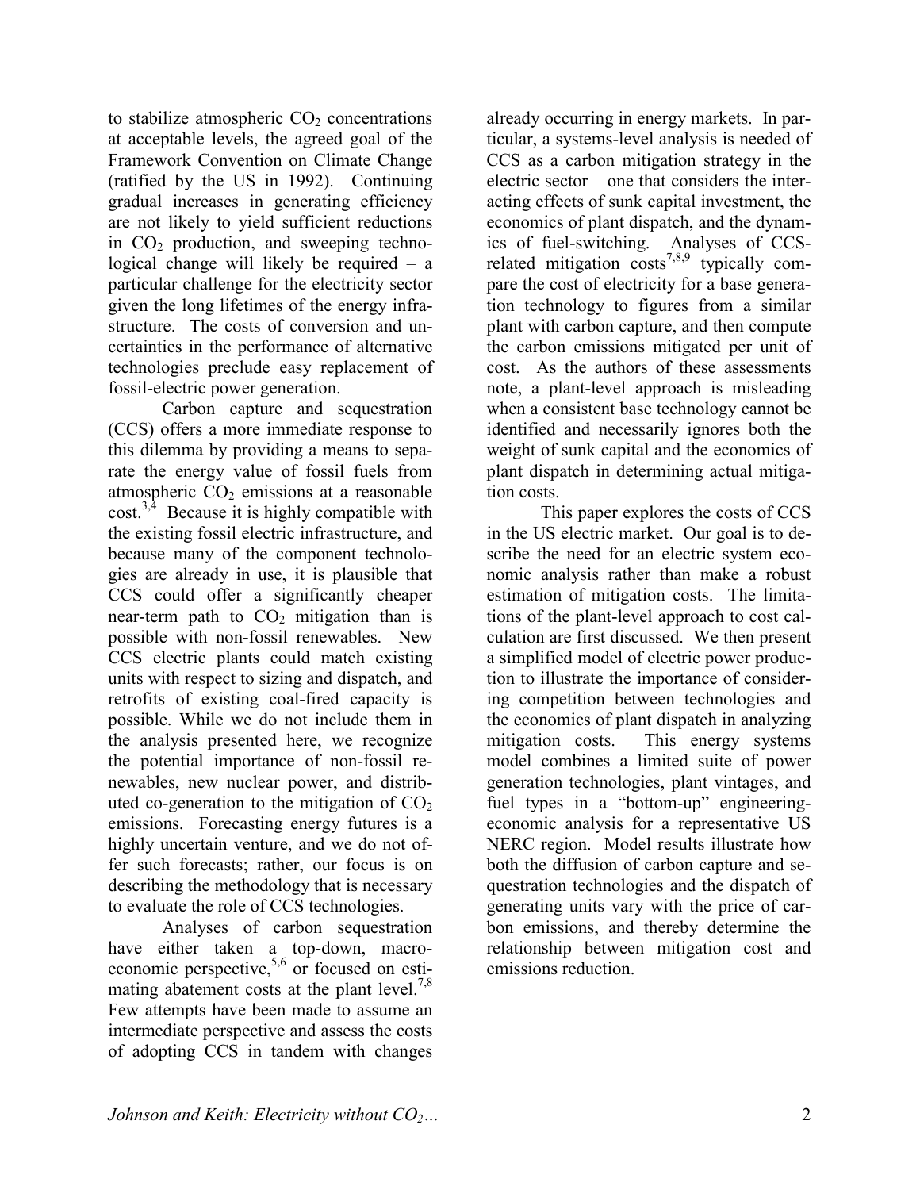to stabilize atmospheric $CO_2$ concentrations at acceptable levels, the agreed goal of the Framework Convention on Climate Change (ratified by the US in 1992). Continuing gradual increases in generating efficiency are not likely to yield sufficient reductions in $CO_2$ production, and sweeping technological change will likely be required – a particular challenge for the electricity sector given the long lifetimes of the energy infrastructure. The costs of conversion and uncertainties in the performance of alternative technologies preclude easy replacement of fossil-electric power generation.

Carbon capture and sequestration (CCS) offers a more immediate response to this dilemma by providing a means to separate the energy value of fossil fuels from atmospheric $CO_2$ emissions at a reasonable cost.[3,4] Because it is highly compatible with the existing fossil electric infrastructure, and because many of the component technologies are already in use, it is plausible that CCS could offer a significantly cheaper near-term path to $CO_2$ mitigation than is possible with non-fossil renewables. New CCS electric plants could match existing units with respect to sizing and dispatch, and retrofits of existing coal-fired capacity is possible. While we do not include them in the analysis presented here, we recognize the potential importance of non-fossil renewables, new nuclear power, and distributed co-generation to the mitigation of $CO_2$ emissions. Forecasting energy futures is a highly uncertain venture, and we do not offer such forecasts; rather, our focus is on describing the methodology that is necessary to evaluate the role of CCS technologies.

Analyses of carbon sequestration have either taken a top-down, macroeconomic perspective,[5,6] or focused on estimating abatement costs at the plant level.[7,8] Few attempts have been made to assume an intermediate perspective and assess the costs of adopting CCS in tandem with changes already occurring in energy markets. In particular, a systems-level analysis is needed of CCS as a carbon mitigation strategy in the electric sector – one that considers the interacting effects of sunk capital investment, the economics of plant dispatch, and the dynamics of fuel-switching. Analyses of CCS-related mitigation costs[7,8,9] typically compare the cost of electricity for a base generation technology to figures from a similar plant with carbon capture, and then compute the carbon emissions mitigated per unit of cost. As the authors of these assessments note, a plant-level approach is misleading when a consistent base technology cannot be identified and necessarily ignores both the weight of sunk capital and the economics of plant dispatch in determining actual mitigation costs.

This paper explores the costs of CCS in the US electric market. Our goal is to describe the need for an electric system economic analysis rather than make a robust estimation of mitigation costs. The limitations of the plant-level approach to cost calculation are first discussed. We then present a simplified model of electric power production to illustrate the importance of considering competition between technologies and the economics of plant dispatch in analyzing mitigation costs. This energy systems model combines a limited suite of power generation technologies, plant vintages, and fuel types in a "bottom-up" engineering-economic analysis for a representative US NERC region. Model results illustrate how both the diffusion of carbon capture and sequestration technologies and the dispatch of generating units vary with the price of carbon emissions, and thereby determine the relationship between mitigation cost and emissions reduction.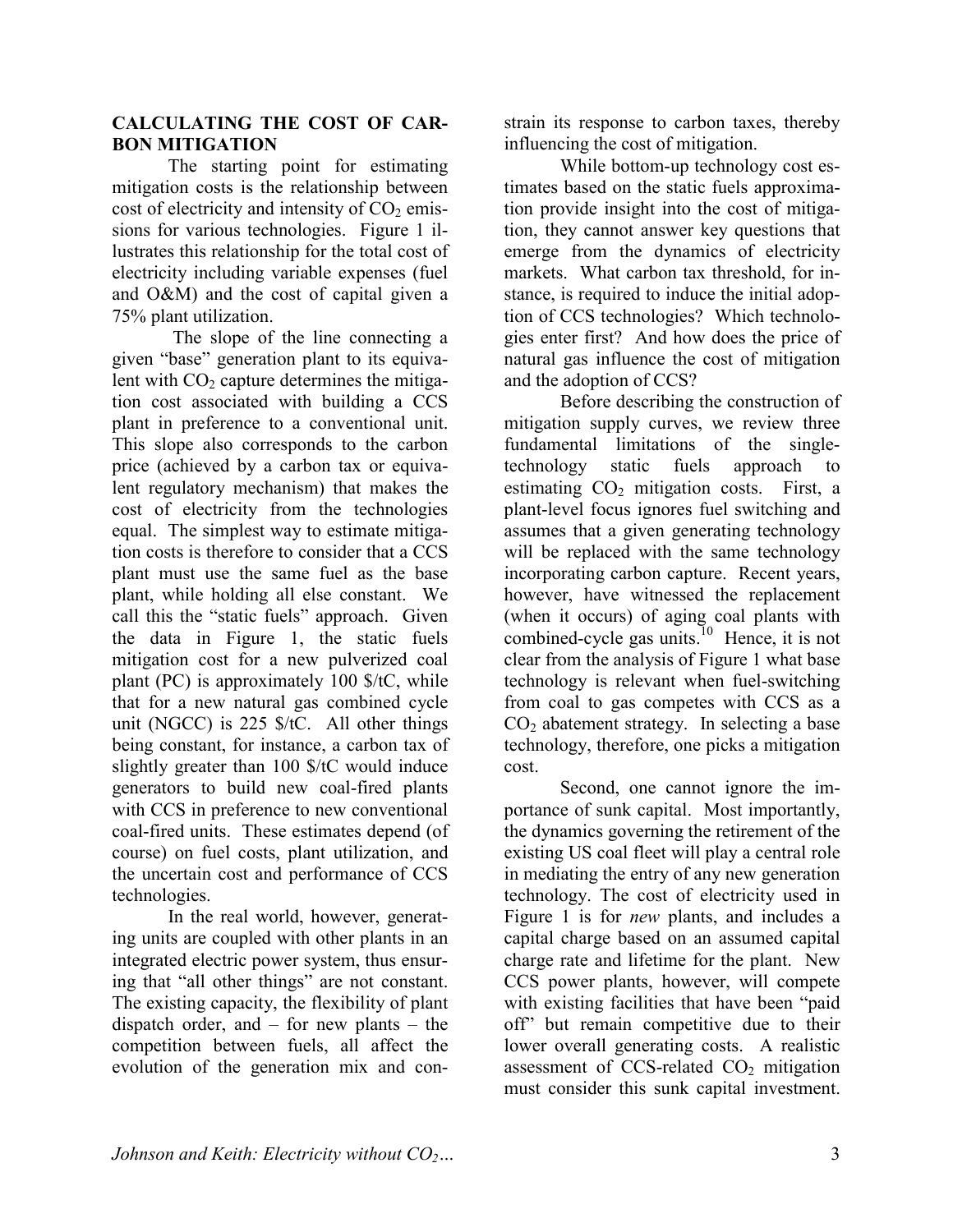## CALCULATING THE COST OF CARBON MITIGATION

The starting point for estimating mitigation costs is the relationship between cost of electricity and intensity of $CO_2$ emissions for various technologies. Figure 1 illustrates this relationship for the total cost of electricity including variable expenses (fuel and O&M) and the cost of capital given a 75% plant utilization.

The slope of the line connecting a given "base" generation plant to its equivalent with $CO_2$ capture determines the mitigation cost associated with building a CCS plant in preference to a conventional unit. This slope also corresponds to the carbon price (achieved by a carbon tax or equivalent regulatory mechanism) that makes the cost of electricity from the technologies equal. The simplest way to estimate mitigation costs is therefore to consider that a CCS plant must use the same fuel as the base plant, while holding all else constant. We call this the "static fuels" approach. Given the data in Figure 1, the static fuels mitigation cost for a new pulverized coal plant (PC) is approximately 100 \$/tC, while that for a new natural gas combined cycle unit (NGCC) is 225 \$/tC. All other things being constant, for instance, a carbon tax of slightly greater than 100 \$/tC would induce generators to build new coal-fired plants with CCS in preference to new conventional coal-fired units. These estimates depend (of course) on fuel costs, plant utilization, and the uncertain cost and performance of CCS technologies.

In the real world, however, generating units are coupled with other plants in an integrated electric power system, thus ensuring that "all other things" are not constant. The existing capacity, the flexibility of plant dispatch order, and – for new plants – the competition between fuels, all affect the evolution of the generation mix and constrain its response to carbon taxes, thereby influencing the cost of mitigation.

While bottom-up technology cost estimates based on the static fuels approximation provide insight into the cost of mitigation, they cannot answer key questions that emerge from the dynamics of electricity markets. What carbon tax threshold, for instance, is required to induce the initial adoption of CCS technologies? Which technologies enter first? And how does the price of natural gas influence the cost of mitigation and the adoption of CCS?

Before describing the construction of mitigation supply curves, we review three fundamental limitations of the single-technology static fuels approach to estimating $CO_2$ mitigation costs. First, a plant-level focus ignores fuel switching and assumes that a given generating technology will be replaced with the same technology incorporating carbon capture. Recent years, however, have witnessed the replacement (when it occurs) of aging coal plants with combined-cycle gas units.[10] Hence, it is not clear from the analysis of Figure 1 what base technology is relevant when fuel-switching from coal to gas competes with CCS as a $CO_2$ abatement strategy. In selecting a base technology, therefore, one picks a mitigation cost.

Second, one cannot ignore the importance of sunk capital. Most importantly, the dynamics governing the retirement of the existing US coal fleet will play a central role in mediating the entry of any new generation technology. The cost of electricity used in Figure 1 is for *new* plants, and includes a capital charge based on an assumed capital charge rate and lifetime for the plant. New CCS power plants, however, will compete with existing facilities that have been "paid off" but remain competitive due to their lower overall generating costs. A realistic assessment of CCS-related $CO_2$ mitigation must consider this sunk capital investment.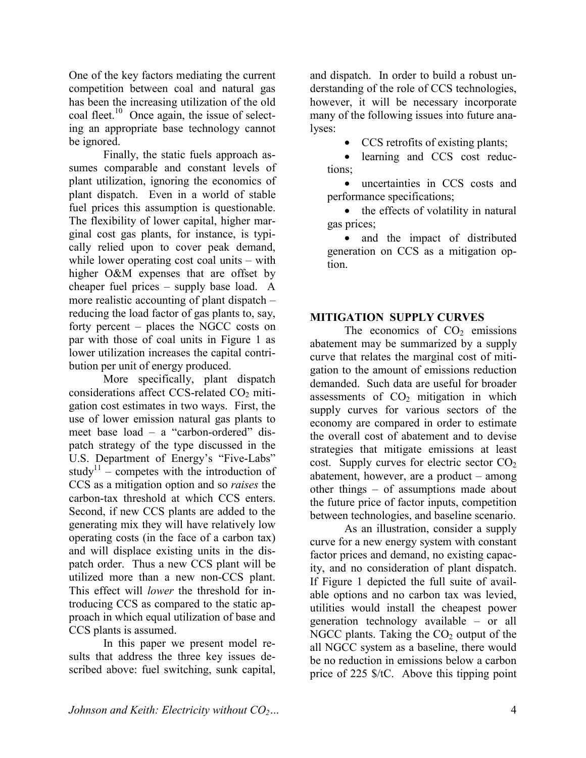One of the key factors mediating the current competition between coal and natural gas has been the increasing utilization of the old coal fleet.[10] Once again, the issue of selecting an appropriate base technology cannot be ignored.

Finally, the static fuels approach assumes comparable and constant levels of plant utilization, ignoring the economics of plant dispatch. Even in a world of stable fuel prices this assumption is questionable. The flexibility of lower capital, higher marginal cost gas plants, for instance, is typically relied upon to cover peak demand, while lower operating cost coal units – with higher O&M expenses that are offset by cheaper fuel prices – supply base load. A more realistic accounting of plant dispatch – reducing the load factor of gas plants to, say, forty percent – places the NGCC costs on par with those of coal units in Figure 1 as lower utilization increases the capital contribution per unit of energy produced.

More specifically, plant dispatch considerations affect CCS-related $CO_2$ mitigation cost estimates in two ways. First, the use of lower emission natural gas plants to meet base load – a "carbon-ordered" dispatch strategy of the type discussed in the U.S. Department of Energy's "Five-Labs" study[11] – competes with the introduction of CCS as a mitigation option and so *raises* the carbon-tax threshold at which CCS enters. Second, if new CCS plants are added to the generating mix they will have relatively low operating costs (in the face of a carbon tax) and will displace existing units in the dispatch order. Thus a new CCS plant will be utilized more than a new non-CCS plant. This effect will *lower* the threshold for introducing CCS as compared to the static approach in which equal utilization of base and CCS plants is assumed.

In this paper we present model results that address the three key issues described above: fuel switching, sunk capital, and dispatch. In order to build a robust understanding of the role of CCS technologies, however, it will be necessary incorporate many of the following issues into future analyses:

- CCS retrofits of existing plants;
- learning and CCS cost reductions;
- uncertainties in CCS costs and performance specifications;
- the effects of volatility in natural gas prices;
- and the impact of distributed generation on CCS as a mitigation option.

## MITIGATION SUPPLY CURVES

The economics of $CO_2$ emissions abatement may be summarized by a supply curve that relates the marginal cost of mitigation to the amount of emissions reduction demanded. Such data are useful for broader assessments of $CO_2$ mitigation in which supply curves for various sectors of the economy are compared in order to estimate the overall cost of abatement and to devise strategies that mitigate emissions at least cost. Supply curves for electric sector $CO_2$ abatement, however, are a product – among other things – of assumptions made about the future price of factor inputs, competition between technologies, and baseline scenario.

As an illustration, consider a supply curve for a new energy system with constant factor prices and demand, no existing capacity, and no consideration of plant dispatch. If Figure 1 depicted the full suite of available options and no carbon tax was levied, utilities would install the cheapest power generation technology available – or all NGCC plants. Taking the $CO_2$ output of the all NGCC system as a baseline, there would be no reduction in emissions below a carbon price of 225 \$/tC. Above this tipping point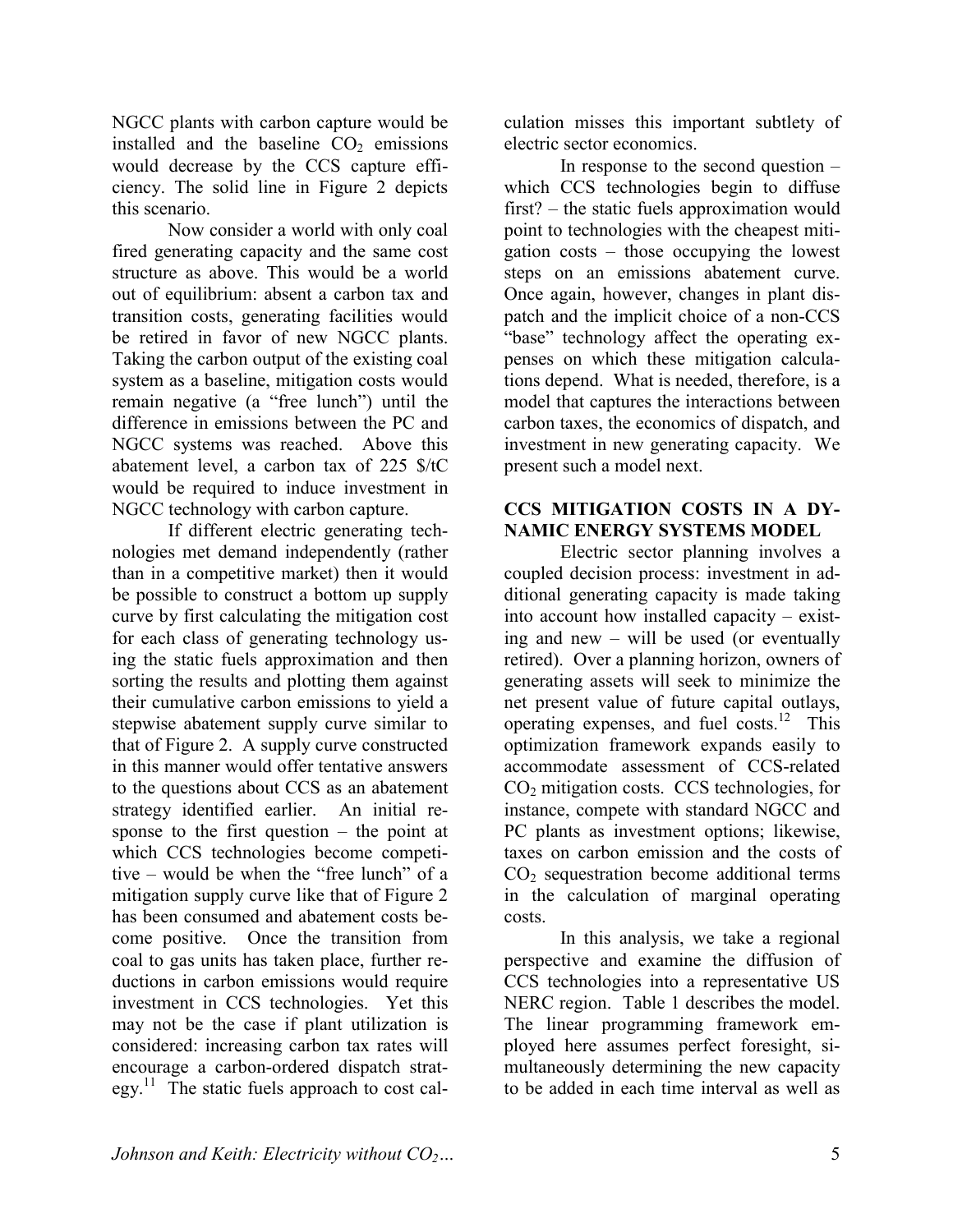NGCC plants with carbon capture would be installed and the baseline $CO_2$ emissions would decrease by the CCS capture efficiency. The solid line in Figure 2 depicts this scenario.

Now consider a world with only coal fired generating capacity and the same cost structure as above. This would be a world out of equilibrium: absent a carbon tax and transition costs, generating facilities would be retired in favor of new NGCC plants. Taking the carbon output of the existing coal system as a baseline, mitigation costs would remain negative (a "free lunch") until the difference in emissions between the PC and NGCC systems was reached. Above this abatement level, a carbon tax of 225 \$/tC would be required to induce investment in NGCC technology with carbon capture.

If different electric generating technologies met demand independently (rather than in a competitive market) then it would be possible to construct a bottom up supply curve by first calculating the mitigation cost for each class of generating technology using the static fuels approximation and then sorting the results and plotting them against their cumulative carbon emissions to yield a stepwise abatement supply curve similar to that of Figure 2. A supply curve constructed in this manner would offer tentative answers to the questions about CCS as an abatement strategy identified earlier. An initial response to the first question – the point at which CCS technologies become competitive – would be when the "free lunch" of a mitigation supply curve like that of Figure 2 has been consumed and abatement costs become positive. Once the transition from coal to gas units has taken place, further reductions in carbon emissions would require investment in CCS technologies. Yet this may not be the case if plant utilization is considered: increasing carbon tax rates will encourage a carbon-ordered dispatch strategy.[11] The static fuels approach to cost calculation misses this important subtlety of electric sector economics.

In response to the second question – which CCS technologies begin to diffuse first? – the static fuels approximation would point to technologies with the cheapest mitigation costs – those occupying the lowest steps on an emissions abatement curve. Once again, however, changes in plant dispatch and the implicit choice of a non-CCS "base" technology affect the operating expenses on which these mitigation calculations depend. What is needed, therefore, is a model that captures the interactions between carbon taxes, the economics of dispatch, and investment in new generating capacity. We present such a model next.

## CCS MITIGATION COSTS IN A DYNAMIC ENERGY SYSTEMS MODEL

Electric sector planning involves a coupled decision process: investment in additional generating capacity is made taking into account how installed capacity – existing and new – will be used (or eventually retired). Over a planning horizon, owners of generating assets will seek to minimize the net present value of future capital outlays, operating expenses, and fuel costs.[12] This optimization framework expands easily to accommodate assessment of CCS-related $CO_2$ mitigation costs. CCS technologies, for instance, compete with standard NGCC and PC plants as investment options; likewise, taxes on carbon emission and the costs of $CO_2$ sequestration become additional terms in the calculation of marginal operating costs.

In this analysis, we take a regional perspective and examine the diffusion of CCS technologies into a representative US NERC region. Table 1 describes the model. The linear programming framework employed here assumes perfect foresight, simultaneously determining the new capacity to be added in each time interval as well as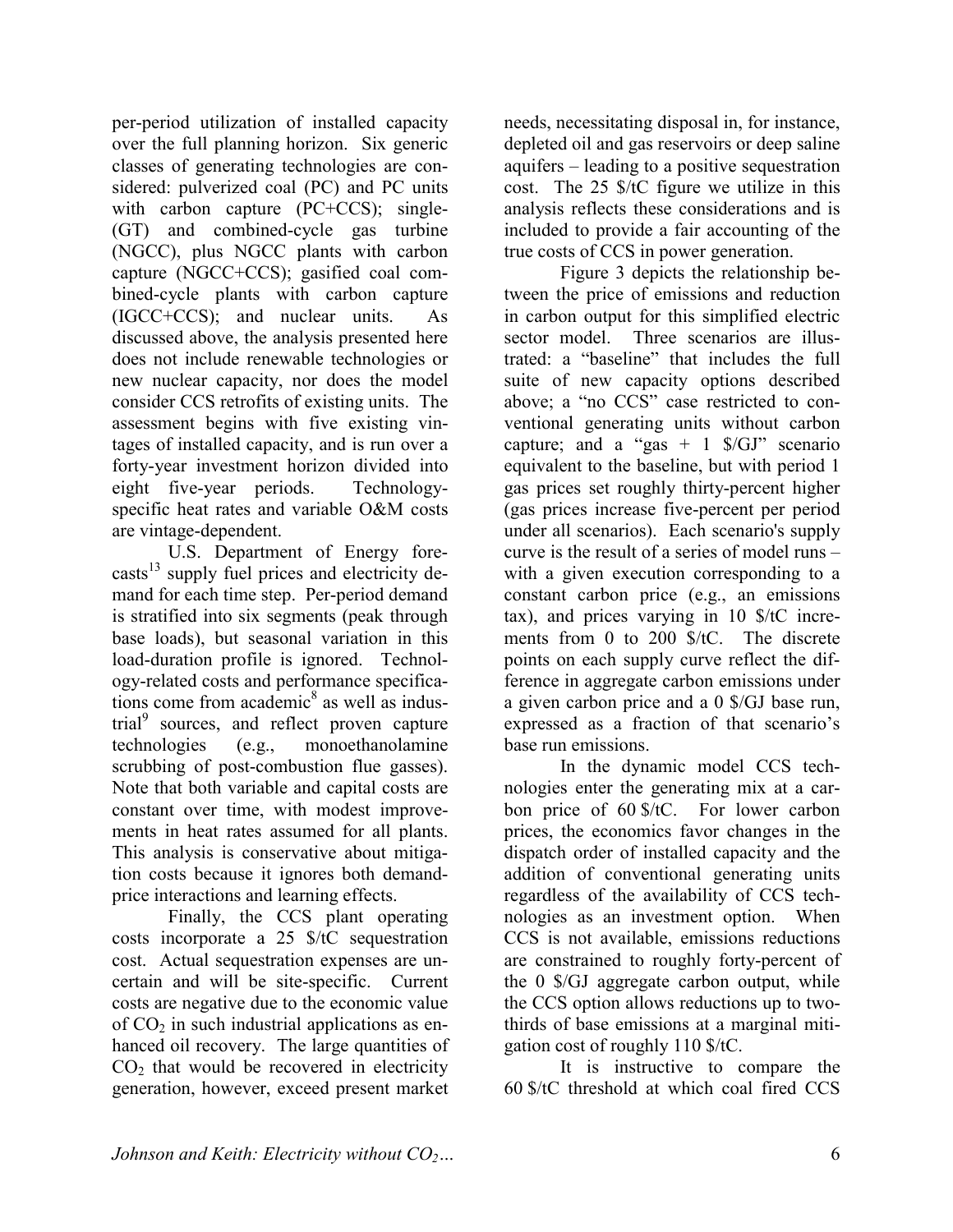per-period utilization of installed capacity over the full planning horizon. Six generic classes of generating technologies are considered: pulverized coal (PC) and PC units with carbon capture (PC+CCS); single- (GT) and combined-cycle gas turbine (NGCC), plus NGCC plants with carbon capture (NGCC+CCS); gasified coal combined-cycle plants with carbon capture (IGCC+CCS); and nuclear units. As discussed above, the analysis presented here does not include renewable technologies or new nuclear capacity, nor does the model consider CCS retrofits of existing units. The assessment begins with five existing vintages of installed capacity, and is run over a forty-year investment horizon divided into eight five-year periods. Technology-specific heat rates and variable O&M costs are vintage-dependent.

U.S. Department of Energy forecasts[13] supply fuel prices and electricity demand for each time step. Per-period demand is stratified into six segments (peak through base loads), but seasonal variation in this load-duration profile is ignored. Technology-related costs and performance specifications come from academic[8] as well as industrial[9] sources, and reflect proven capture technologies (e.g., monoethanolamine scrubbing of post-combustion flue gasses). Note that both variable and capital costs are constant over time, with modest improvements in heat rates assumed for all plants. This analysis is conservative about mitigation costs because it ignores both demand-price interactions and learning effects.

Finally, the CCS plant operating costs incorporate a 25 \$/tC sequestration cost. Actual sequestration expenses are uncertain and will be site-specific. Current costs are negative due to the economic value of $CO_2$ in such industrial applications as enhanced oil recovery. The large quantities of $CO_2$ that would be recovered in electricity generation, however, exceed present market needs, necessitating disposal in, for instance, depleted oil and gas reservoirs or deep saline aquifers – leading to a positive sequestration cost. The 25 \$/tC figure we utilize in this analysis reflects these considerations and is included to provide a fair accounting of the true costs of CCS in power generation.

Figure 3 depicts the relationship between the price of emissions and reduction in carbon output for this simplified electric sector model. Three scenarios are illustrated: a "baseline" that includes the full suite of new capacity options described above; a "no CCS" case restricted to conventional generating units without carbon capture; and a "gas + 1 \$/GJ" scenario equivalent to the baseline, but with period 1 gas prices set roughly thirty-percent higher (gas prices increase five-percent per period under all scenarios). Each scenario's supply curve is the result of a series of model runs – with a given execution corresponding to a constant carbon price (e.g., an emissions tax), and prices varying in 10 \$/tC increments from 0 to 200 \$/tC. The discrete points on each supply curve reflect the difference in aggregate carbon emissions under a given carbon price and a 0 \$/GJ base run, expressed as a fraction of that scenario's base run emissions.

In the dynamic model CCS technologies enter the generating mix at a carbon price of 60 \$/tC. For lower carbon prices, the economics favor changes in the dispatch order of installed capacity and the addition of conventional generating units regardless of the availability of CCS technologies as an investment option. When CCS is not available, emissions reductions are constrained to roughly forty-percent of the 0 \$/GJ aggregate carbon output, while the CCS option allows reductions up to two-thirds of base emissions at a marginal mitigation cost of roughly 110 \$/tC.

It is instructive to compare the 60 \$/tC threshold at which coal fired CCS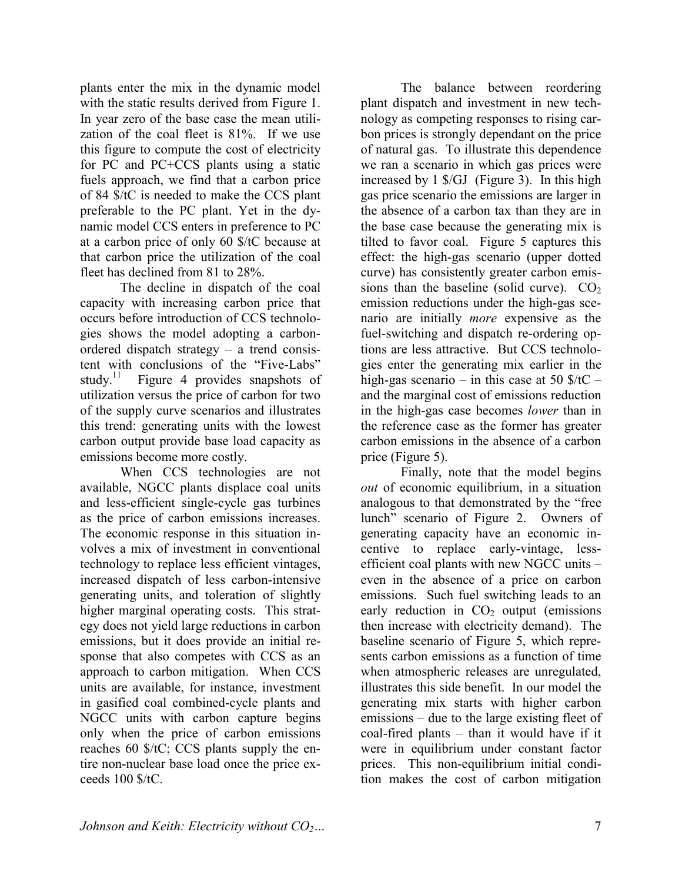plants enter the mix in the dynamic model with the static results derived from Figure 1. In year zero of the base case the mean utilization of the coal fleet is 81%. If we use this figure to compute the cost of electricity for PC and PC+CCS plants using a static fuels approach, we find that a carbon price of 84 \$/tC is needed to make the CCS plant preferable to the PC plant. Yet in the dynamic model CCS enters in preference to PC at a carbon price of only 60 \$/tC because at that carbon price the utilization of the coal fleet has declined from 81 to 28%.

The decline in dispatch of the coal capacity with increasing carbon price that occurs before introduction of CCS technologies shows the model adopting a carbon-ordered dispatch strategy – a trend consistent with conclusions of the "Five-Labs" study.[11] Figure 4 provides snapshots of utilization versus the price of carbon for two of the supply curve scenarios and illustrates this trend: generating units with the lowest carbon output provide base load capacity as emissions become more costly.

When CCS technologies are not available, NGCC plants displace coal units and less-efficient single-cycle gas turbines as the price of carbon emissions increases. The economic response in this situation involves a mix of investment in conventional technology to replace less efficient vintages, increased dispatch of less carbon-intensive generating units, and toleration of slightly higher marginal operating costs. This strategy does not yield large reductions in carbon emissions, but it does provide an initial response that also competes with CCS as an approach to carbon mitigation. When CCS units are available, for instance, investment in gasified coal combined-cycle plants and NGCC units with carbon capture begins only when the price of carbon emissions reaches 60 \$/tC; CCS plants supply the entire non-nuclear base load once the price exceeds 100 \$/tC.

The balance between reordering plant dispatch and investment in new technology as competing responses to rising carbon prices is strongly dependant on the price of natural gas. To illustrate this dependence we ran a scenario in which gas prices were increased by 1 \$/GJ (Figure 3). In this high gas price scenario the emissions are larger in the absence of a carbon tax than they are in the base case because the generating mix is tilted to favor coal. Figure 5 captures this effect: the high-gas scenario (upper dotted curve) has consistently greater carbon emissions than the baseline (solid curve). $CO_2$ emission reductions under the high-gas scenario are initially *more* expensive as the fuel-switching and dispatch re-ordering options are less attractive. But CCS technologies enter the generating mix earlier in the high-gas scenario – in this case at 50 \$/tC – and the marginal cost of emissions reduction in the high-gas case becomes *lower* than in the reference case as the former has greater carbon emissions in the absence of a carbon price (Figure 5).

Finally, note that the model begins *out* of economic equilibrium, in a situation analogous to that demonstrated by the "free lunch" scenario of Figure 2. Owners of generating capacity have an economic incentive to replace early-vintage, less-efficient coal plants with new NGCC units – even in the absence of a price on carbon emissions. Such fuel switching leads to an early reduction in $CO_2$ output (emissions then increase with electricity demand). The baseline scenario of Figure 5, which represents carbon emissions as a function of time when atmospheric releases are unregulated, illustrates this side benefit. In our model the generating mix starts with higher carbon emissions – due to the large existing fleet of coal-fired plants – than it would have if it were in equilibrium under constant factor prices. This non-equilibrium initial condition makes the cost of carbon mitigation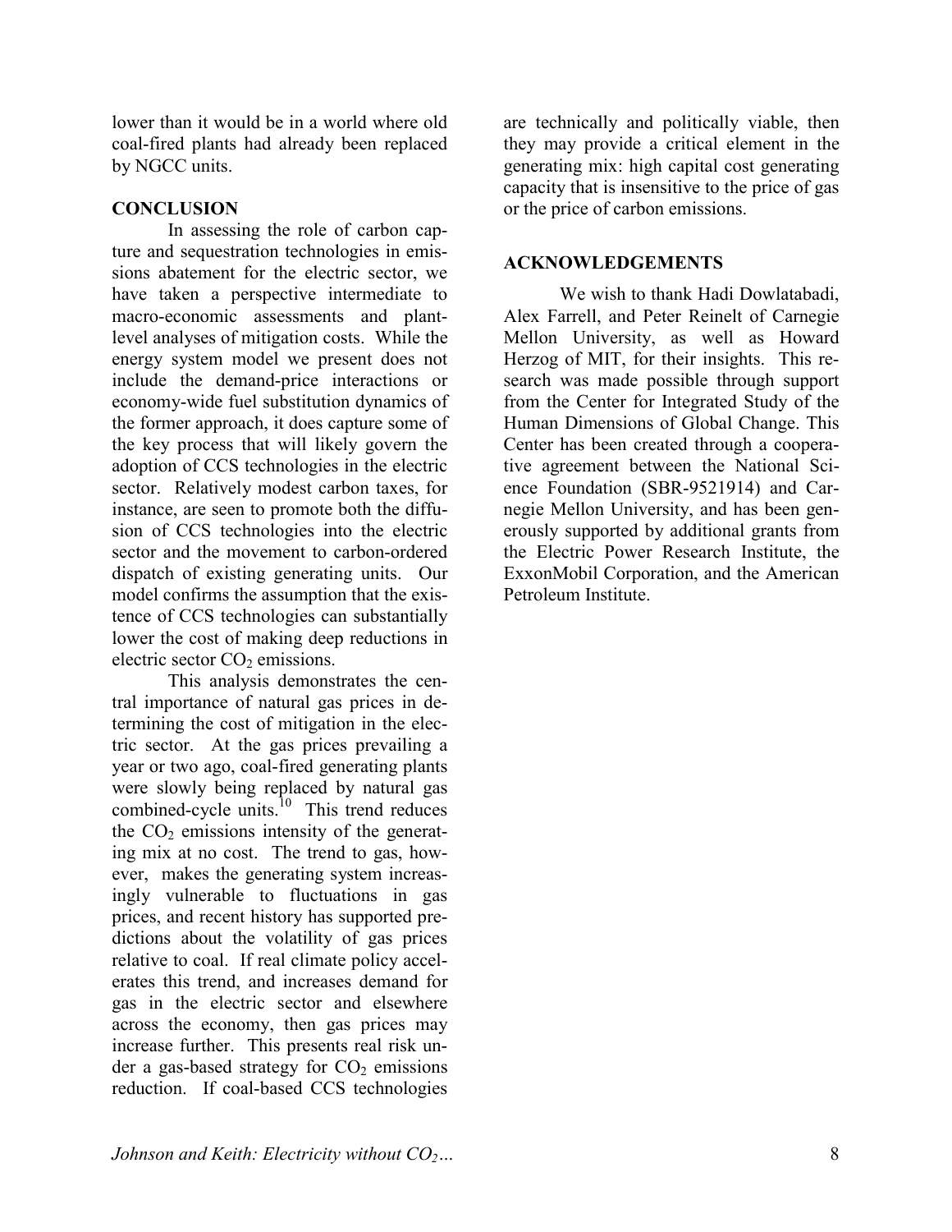lower than it would be in a world where old coal-fired plants had already been replaced by NGCC units.

## CONCLUSION

In assessing the role of carbon capture and sequestration technologies in emissions abatement for the electric sector, we have taken a perspective intermediate to macro-economic assessments and plant-level analyses of mitigation costs. While the energy system model we present does not include the demand-price interactions or economy-wide fuel substitution dynamics of the former approach, it does capture some of the key process that will likely govern the adoption of CCS technologies in the electric sector. Relatively modest carbon taxes, for instance, are seen to promote both the diffusion of CCS technologies into the electric sector and the movement to carbon-ordered dispatch of existing generating units. Our model confirms the assumption that the existence of CCS technologies can substantially lower the cost of making deep reductions in electric sector $CO_2$ emissions.

This analysis demonstrates the central importance of natural gas prices in determining the cost of mitigation in the electric sector. At the gas prices prevailing a year or two ago, coal-fired generating plants were slowly being replaced by natural gas combined-cycle units.[10] This trend reduces the $CO_2$ emissions intensity of the generating mix at no cost. The trend to gas, however, makes the generating system increasingly vulnerable to fluctuations in gas prices, and recent history has supported predictions about the volatility of gas prices relative to coal. If real climate policy accelerates this trend, and increases demand for gas in the electric sector and elsewhere across the economy, then gas prices may increase further. This presents real risk under a gas-based strategy for $CO_2$ emissions reduction. If coal-based CCS technologies are technically and politically viable, then they may provide a critical element in the generating mix: high capital cost generating capacity that is insensitive to the price of gas or the price of carbon emissions.

## ACKNOWLEDGEMENTS

We wish to thank Hadi Dowlatabadi, Alex Farrell, and Peter Reinelt of Carnegie Mellon University, as well as Howard Herzog of MIT, for their insights. This research was made possible through support from the Center for Integrated Study of the Human Dimensions of Global Change. This Center has been created through a cooperative agreement between the National Science Foundation (SBR-9521914) and Carnegie Mellon University, and has been generously supported by additional grants from the Electric Power Research Institute, the ExxonMobil Corporation, and the American Petroleum Institute.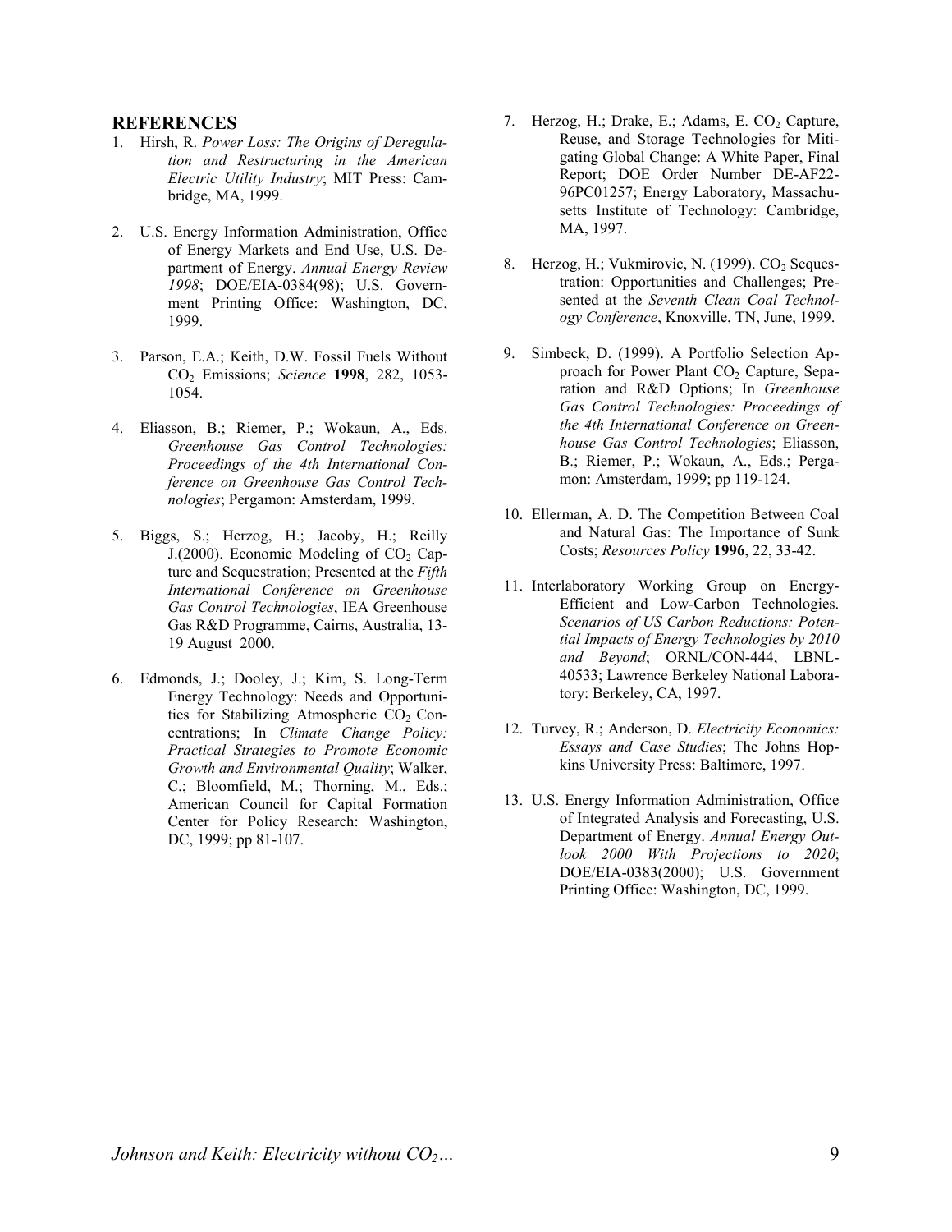## REFERENCES

1. Hirsh, R. *Power Loss: The Origins of Deregulation and Restructuring in the American Electric Utility Industry*; MIT Press: Cambridge, MA, 1999.

2. U.S. Energy Information Administration, Office of Energy Markets and End Use, U.S. Department of Energy. *Annual Energy Review 1998*; DOE/EIA-0384(98); U.S. Government Printing Office: Washington, DC, 1999.

3. Parson, E.A.; Keith, D.W. Fossil Fuels Without $CO_2$ Emissions; *Science* **1998**, 282, 1053-1054.

4. Eliasson, B.; Riemer, P.; Wokaun, A., Eds. *Greenhouse Gas Control Technologies: Proceedings of the 4th International Conference on Greenhouse Gas Control Technologies*; Pergamon: Amsterdam, 1999.

5. Biggs, S.; Herzog, H.; Jacoby, H.; Reilly J.(2000). Economic Modeling of $CO_2$ Capture and Sequestration; Presented at the *Fifth International Conference on Greenhouse Gas Control Technologies*, IEA Greenhouse Gas R&D Programme, Cairns, Australia, 13-19 August 2000.

6. Edmonds, J.; Dooley, J.; Kim, S. Long-Term Energy Technology: Needs and Opportunities for Stabilizing Atmospheric $CO_2$ Concentrations; In *Climate Change Policy: Practical Strategies to Promote Economic Growth and Environmental Quality*; Walker, C.; Bloomfield, M.; Thorning, M., Eds.; American Council for Capital Formation Center for Policy Research: Washington, DC, 1999; pp 81-107.

7. Herzog, H.; Drake, E.; Adams, E. $CO_2$ Capture, Reuse, and Storage Technologies for Mitigating Global Change: A White Paper, Final Report; DOE Order Number DE-AF22-96PC01257; Energy Laboratory, Massachusetts Institute of Technology: Cambridge, MA, 1997.

8. Herzog, H.; Vukmirovic, N. (1999). $CO_2$ Sequestration: Opportunities and Challenges; Presented at the *Seventh Clean Coal Technology Conference*, Knoxville, TN, June, 1999.

9. Simbeck, D. (1999). A Portfolio Selection Approach for Power Plant $CO_2$ Capture, Separation and R&D Options; In *Greenhouse Gas Control Technologies: Proceedings of the 4th International Conference on Greenhouse Gas Control Technologies*; Eliasson, B.; Riemer, P.; Wokaun, A., Eds.; Pergamon: Amsterdam, 1999; pp 119-124.

10. Ellerman, A. D. The Competition Between Coal and Natural Gas: The Importance of Sunk Costs; *Resources Policy* **1996**, 22, 33-42.

11. Interlaboratory Working Group on Energy-Efficient and Low-Carbon Technologies. *Scenarios of US Carbon Reductions: Potential Impacts of Energy Technologies by 2010 and Beyond*; ORNL/CON-444, LBNL-40533; Lawrence Berkeley National Laboratory: Berkeley, CA, 1997.

12. Turvey, R.; Anderson, D. *Electricity Economics: Essays and Case Studies*; The Johns Hopkins University Press: Baltimore, 1997.

13. U.S. Energy Information Administration, Office of Integrated Analysis and Forecasting, U.S. Department of Energy. *Annual Energy Outlook 2000 With Projections to 2020*; DOE/EIA-0383(2000); U.S. Government Printing Office: Washington, DC, 1999.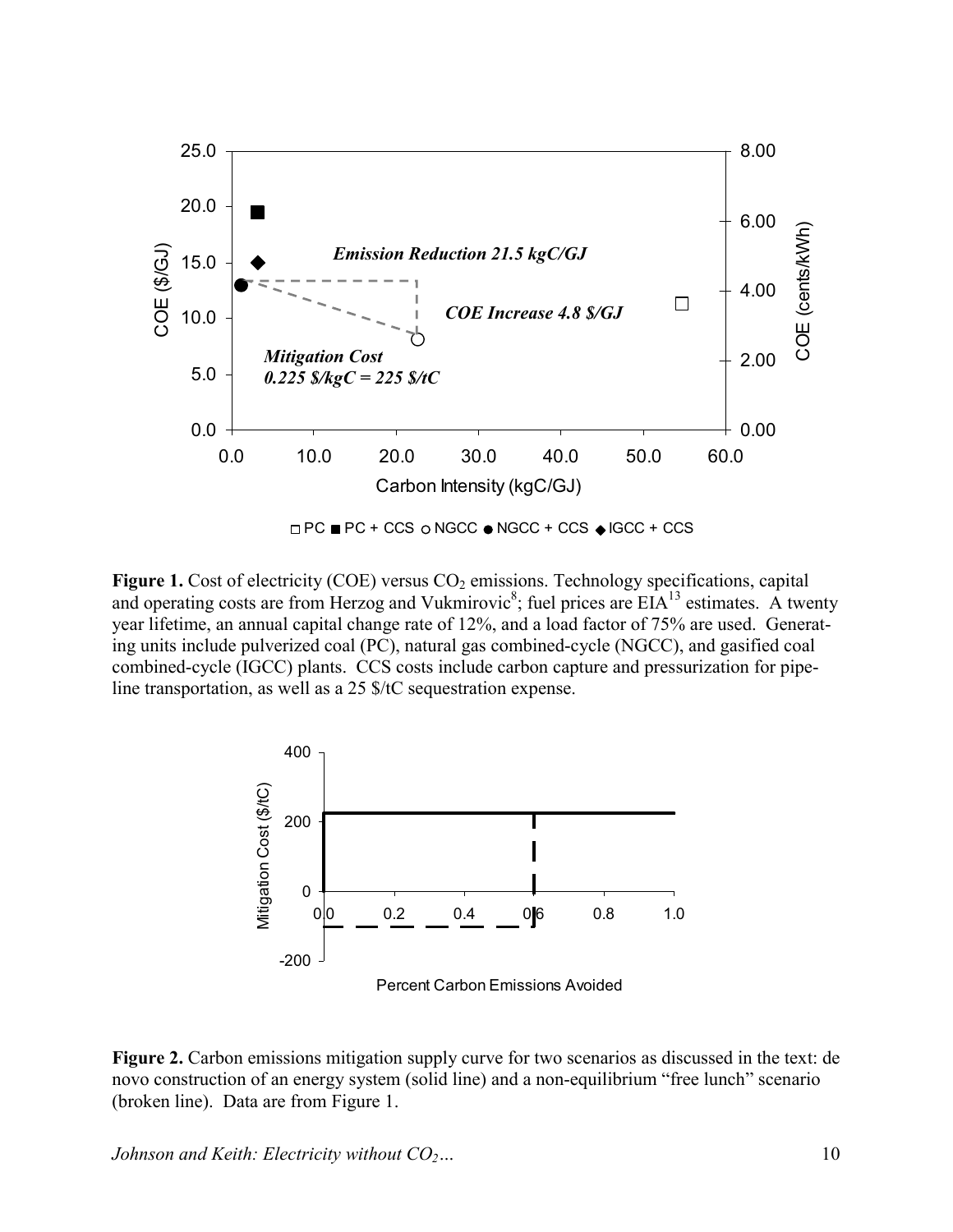**Figure 1.** Cost of electricity (COE) versus $CO_2$ emissions. Technology specifications, capital and operating costs are from Herzog and Vukmirovic[8]; fuel prices are EIA[13] estimates. A twenty year lifetime, an annual capital change rate of 12%, and a load factor of 75% are used. Generating units include pulverized coal (PC), natural gas combined-cycle (NGCC), and gasified coal combined-cycle (IGCC) plants. CCS costs include carbon capture and pressurization for pipeline transportation, as well as a 25 \$/tC sequestration expense.

**Figure 2.** Carbon emissions mitigation supply curve for two scenarios as discussed in the text: de novo construction of an energy system (solid line) and a non-equilibrium "free lunch" scenario (broken line). Data are from Figure 1.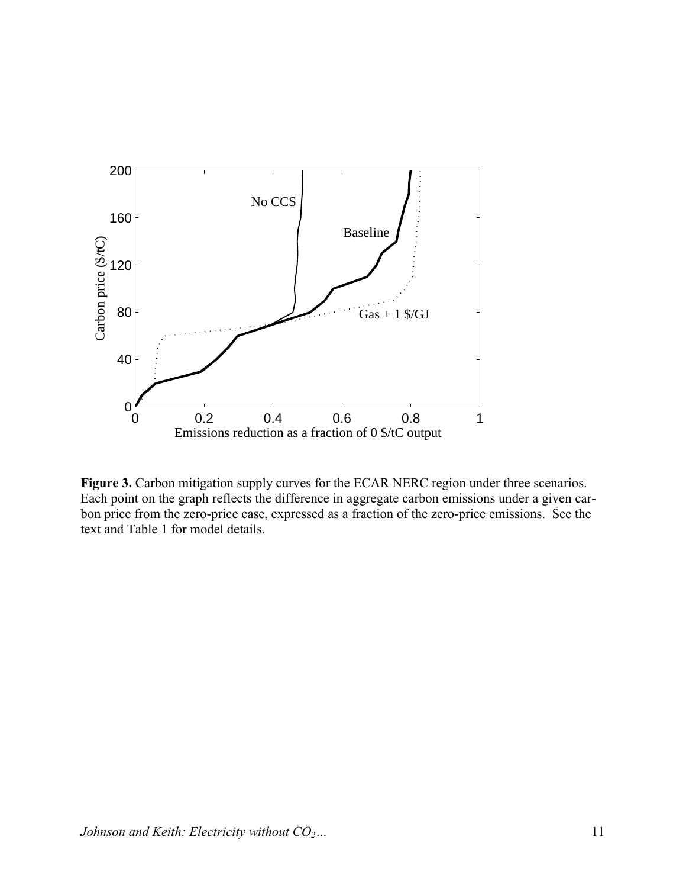**Figure 3.** Carbon mitigation supply curves for the ECAR NERC region under three scenarios. Each point on the graph reflects the difference in aggregate carbon emissions under a given carbon price from the zero-price case, expressed as a fraction of the zero-price emissions. See the text and Table 1 for model details.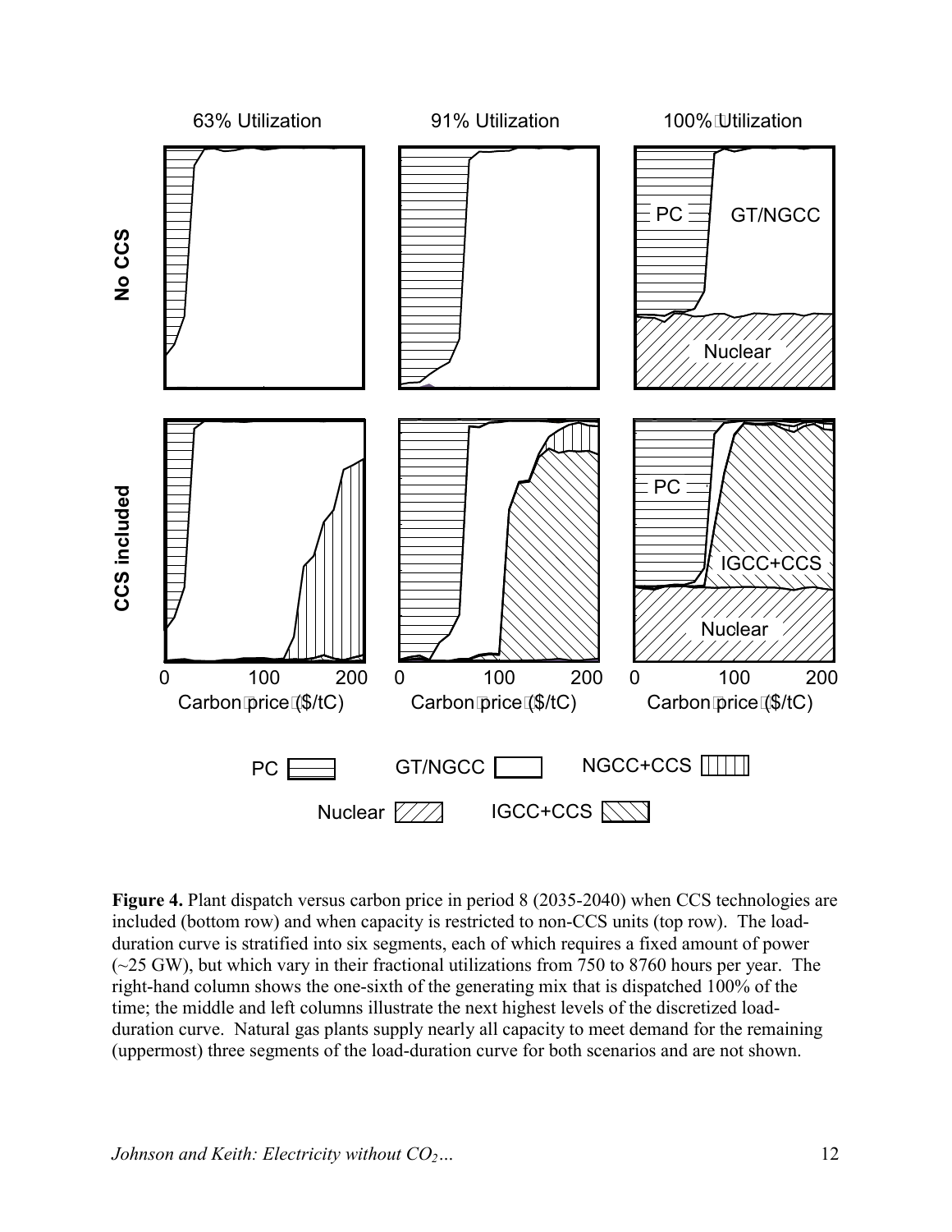**Figure 4.** Plant dispatch versus carbon price in period 8 (2035-2040) when CCS technologies are included (bottom row) and when capacity is restricted to non-CCS units (top row). The load-duration curve is stratified into six segments, each of which requires a fixed amount of power (~25 GW), but which vary in their fractional utilizations from 750 to 8760 hours per year. The right-hand column shows the one-sixth of the generating mix that is dispatched 100% of the time; the middle and left columns illustrate the next highest levels of the discretized load-duration curve. Natural gas plants supply nearly all capacity to meet demand for the remaining (uppermost) three segments of the load-duration curve for both scenarios and are not shown.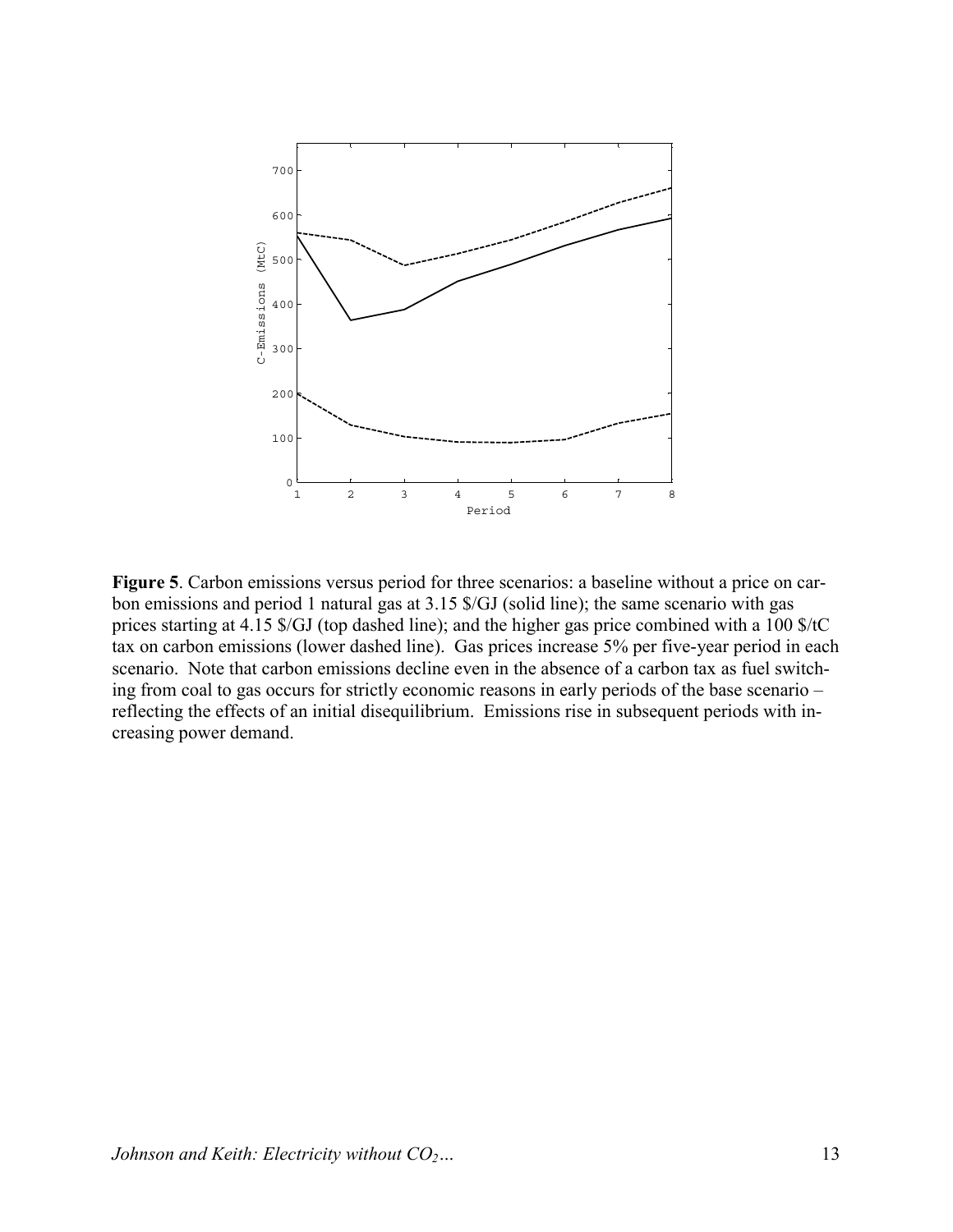**Figure 5**. Carbon emissions versus period for three scenarios: a baseline without a price on carbon emissions and period 1 natural gas at 3.15 $/GJ (solid line); the same scenario with gas prices starting at 4.15 $/GJ (top dashed line); and the higher gas price combined with a 100 $/tC tax on carbon emissions (lower dashed line). Gas prices increase 5% per five-year period in each scenario. Note that carbon emissions decline even in the absence of a carbon tax as fuel switching from coal to gas occurs for strictly economic reasons in early periods of the base scenario – reflecting the effects of an initial disequilibrium. Emissions rise in subsequent periods with increasing power demand.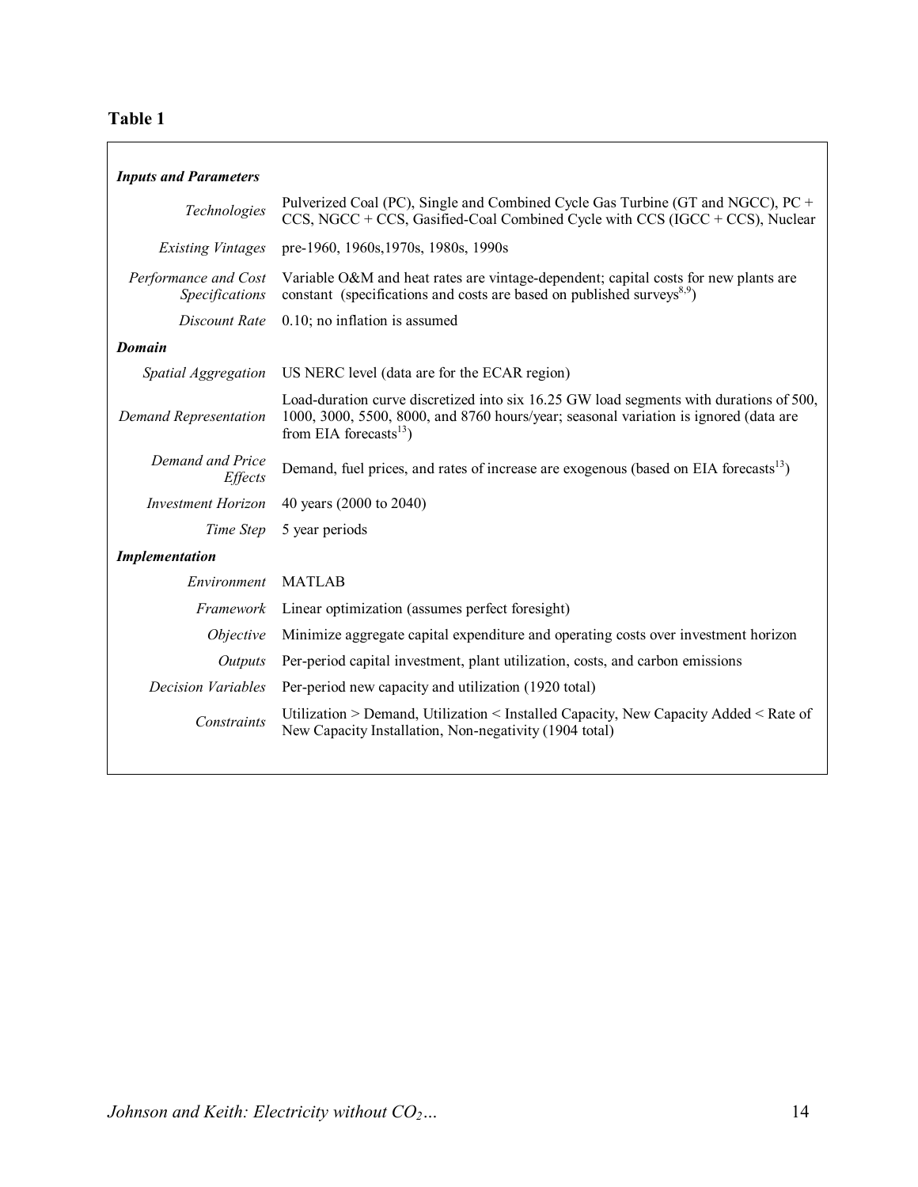**Table 1**

| | |
|---|---|
| ***Inputs and Parameters*** | |
| *Technologies* | Pulverized Coal (PC), Single and Combined Cycle Gas Turbine (GT and NGCC), PC + CCS, NGCC + CCS, Gasified-Coal Combined Cycle with CCS (IGCC + CCS), Nuclear |
| *Existing Vintages* | pre-1960, 1960s,1970s, 1980s, 1990s |
| *Performance and Cost Specifications* | Variable O&M and heat rates are vintage-dependent; capital costs for new plants are constant (specifications and costs are based on published surveys[8,9]) |
| *Discount Rate* | 0.10; no inflation is assumed |
| ***Domain*** | |
| *Spatial Aggregation* | US NERC level (data are for the ECAR region) |
| *Demand Representation* | Load-duration curve discretized into six 16.25 GW load segments with durations of 500, 1000, 3000, 5500, 8000, and 8760 hours/year; seasonal variation is ignored (data are from EIA forecasts[13]) |
| *Demand and Price Effects* | Demand, fuel prices, and rates of increase are exogenous (based on EIA forecasts[13]) |
| *Investment Horizon* | 40 years (2000 to 2040) |
| *Time Step* | 5 year periods |
| ***Implementation*** | |
| *Environment* | MATLAB |
| *Framework* | Linear optimization (assumes perfect foresight) |
| *Objective* | Minimize aggregate capital expenditure and operating costs over investment horizon |
| *Outputs* | Per-period capital investment, plant utilization, costs, and carbon emissions |
| *Decision Variables* | Per-period new capacity and utilization (1920 total) |
| *Constraints* | Utilization > Demand, Utilization < Installed Capacity, New Capacity Added < Rate of New Capacity Installation, Non-negativity (1904 total) |